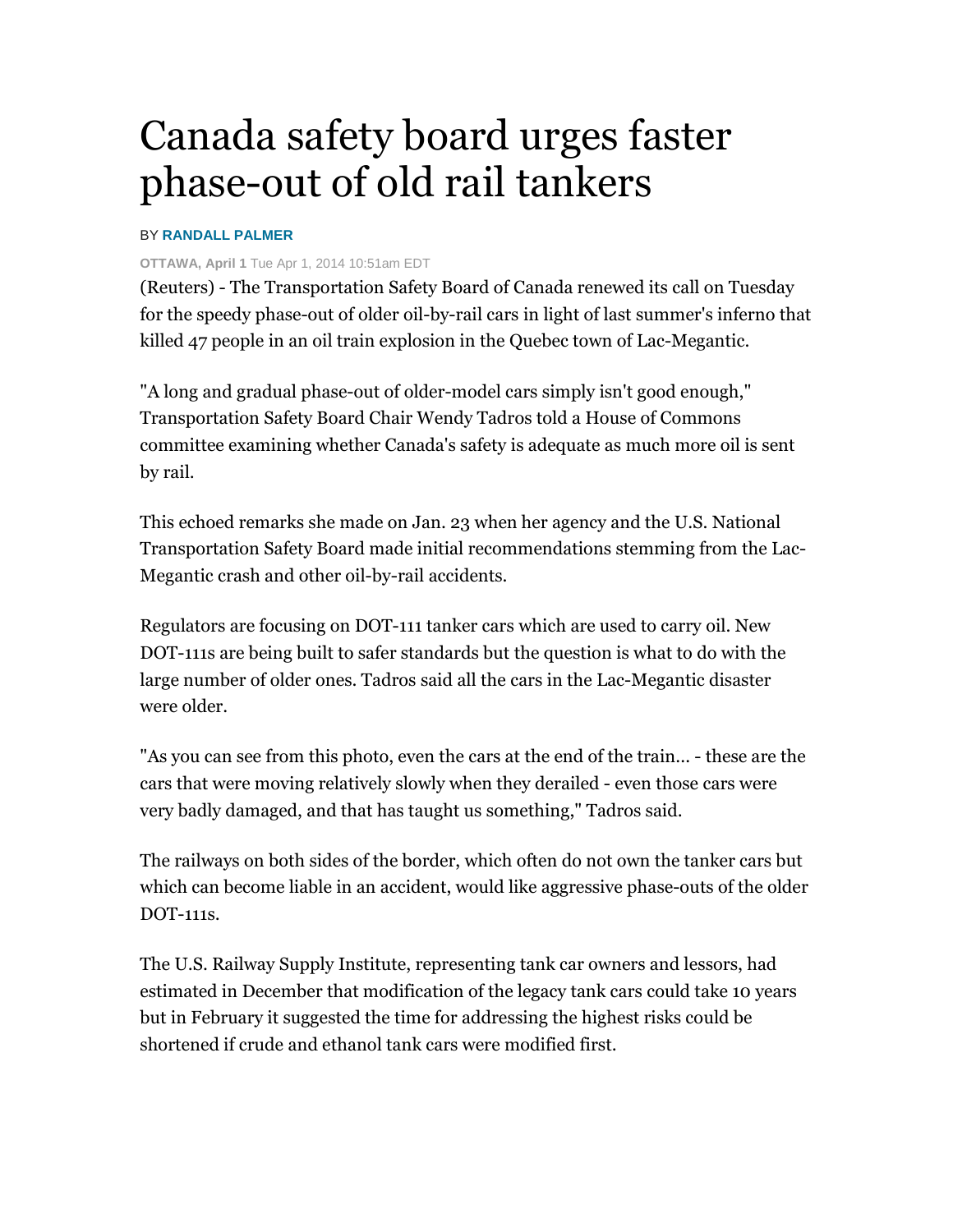# Canada safety board urges faster phase-out of old rail tankers

BY **RANDALL PALMER**

**OTTAWA, April 1** Tue Apr 1, 2014 10:51am EDT

(Reuters) - The Transportation Safety Board of Canada renewed its call on Tuesday for the speedy phase-out of older oil-by-rail cars in light of last summer's inferno that killed 47 people in an oil train explosion in the Quebec town of Lac-Megantic.

"A long and gradual phase-out of older-model cars simply isn't good enough," Transportation Safety Board Chair Wendy Tadros told a House of Commons committee examining whether Canada's safety is adequate as much more oil is sent by rail.

This echoed remarks she made on Jan. 23 when her agency and the U.S. National Transportation Safety Board made initial recommendations stemming from the Lac-Megantic crash and other oil-by-rail accidents.

Regulators are focusing on DOT-111 tanker cars which are used to carry oil. New DOT-111s are being built to safer standards but the question is what to do with the large number of older ones. Tadros said all the cars in the Lac-Megantic disaster were older.

"As you can see from this photo, even the cars at the end of the train... - these are the cars that were moving relatively slowly when they derailed - even those cars were very badly damaged, and that has taught us something," Tadros said.

The railways on both sides of the border, which often do not own the tanker cars but which can become liable in an accident, would like aggressive phase-outs of the older DOT-111s.

The U.S. Railway Supply Institute, representing tank car owners and lessors, had estimated in December that modification of the legacy tank cars could take 10 years but in February it suggested the time for addressing the highest risks could be shortened if crude and ethanol tank cars were modified first.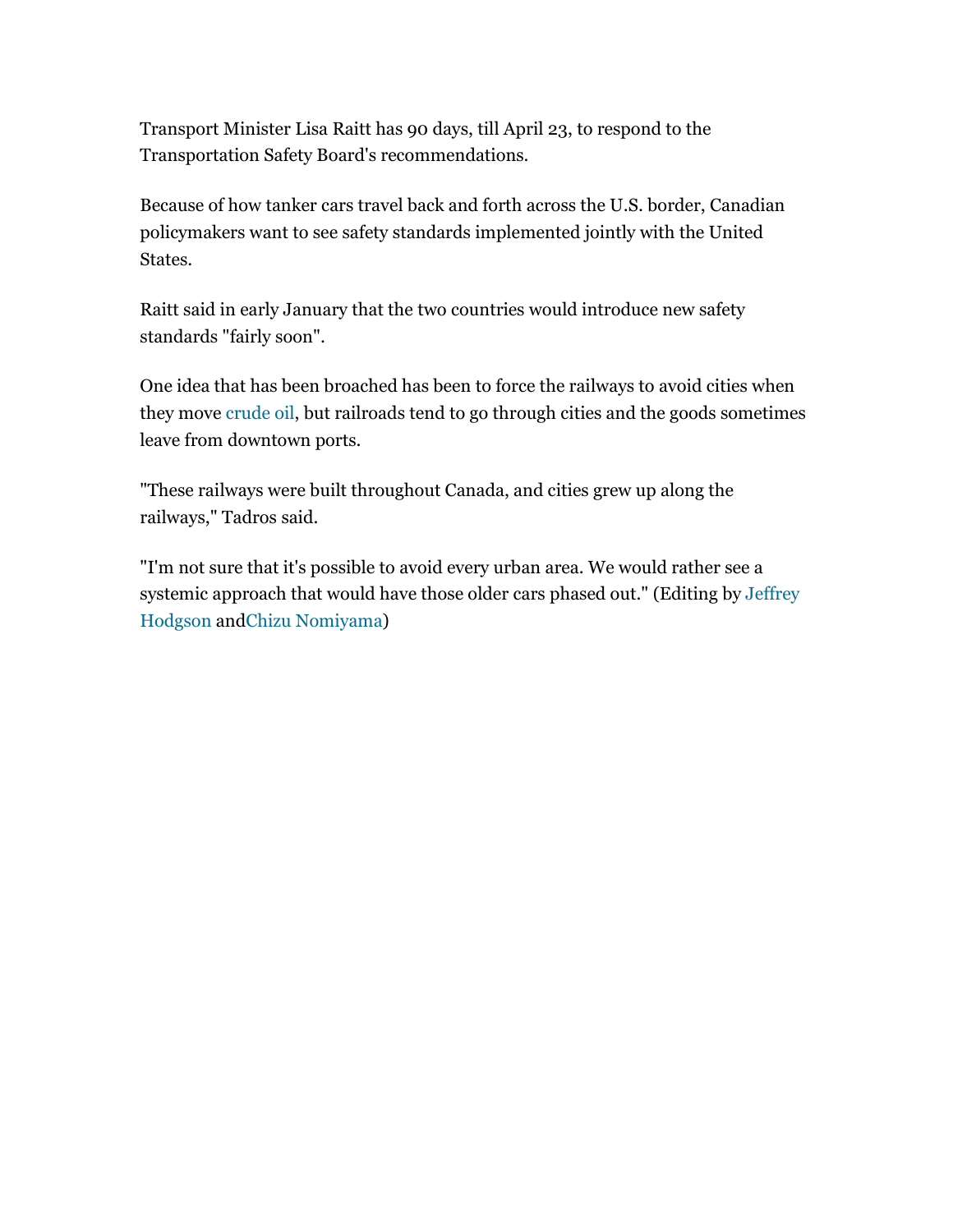Transport Minister Lisa Raitt has 90 days, till April 23, to respond to the Transportation Safety Board's recommendations.

Because of how tanker cars travel back and forth across the U.S. border, Canadian policymakers want to see safety standards implemented jointly with the United States.

Raitt said in early January that the two countries would introduce new safety standards "fairly soon".

One idea that has been broached has been to force the railways to avoid cities when they move crude oil, but railroads tend to go through cities and the goods sometimes leave from downtown ports.

"These railways were built throughout Canada, and cities grew up along the railways," Tadros said.

"I'm not sure that it's possible to avoid every urban area. We would rather see a systemic approach that would have those older cars phased out." (Editing by Jeffrey Hodgson andChizu Nomiyama)